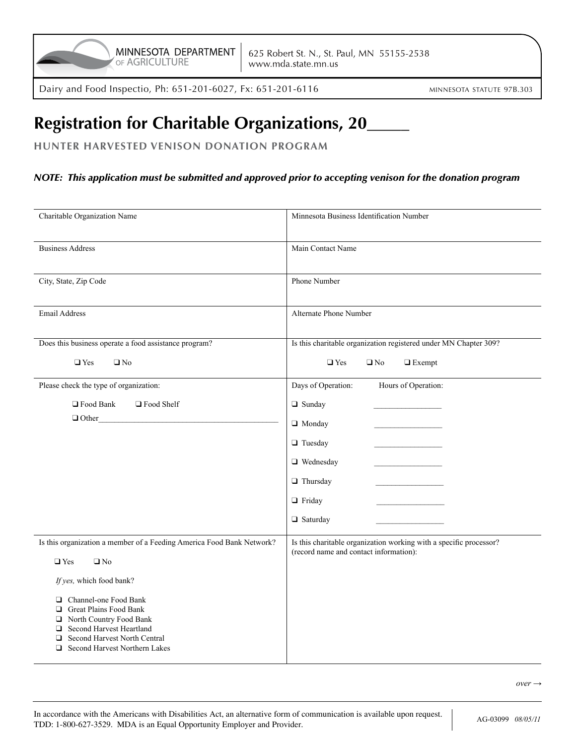MINNESOTA DEPARTMENT OF AGRICULTURE

625 Robert St. N., St. Paul, MN 55155-2538
www.mda.state.mn.us

Dairy and Food Inspectio, Ph: 651-201-6027, Fx: 651-201-6116 — MINNESOTA STATUTE 97B.303

# Registration for Charitable Organizations, 20_____

## HUNTER HARVESTED VENISON DONATION PROGRAM

***NOTE: This application must be submitted and approved prior to accepting venison for the donation program***

| | |
|---|---|
| Charitable Organization Name | Minnesota Business Identification Number |
| Business Address | Main Contact Name |
| City, State, Zip Code | Phone Number |
| Email Address | Alternate Phone Number |
| Does this business operate a food assistance program?<br>❑ Yes ❑ No | Is this charitable organization registered under MN Chapter 309?<br>❑ Yes ❑ No ❑ Exempt |
| Please check the type of organization:<br>❑ Food Bank ❑ Food Shelf<br>❑ Other_______________ | Days of Operation: Hours of Operation:<br>❑ Sunday _____________<br>❑ Monday _____________<br>❑ Tuesday _____________<br>❑ Wednesday _____________<br>❑ Thursday _____________<br>❑ Friday _____________<br>❑ Saturday _____________ |
| Is this organization a member of a Feeding America Food Bank Network?<br>❑ Yes ❑ No<br>*If yes,* which food bank?<br>❑ Channel-one Food Bank<br>❑ Great Plains Food Bank<br>❑ North Country Food Bank<br>❑ Second Harvest Heartland<br>❑ Second Harvest North Central<br>❑ Second Harvest Northern Lakes | Is this charitable organization working with a specific processor? (record name and contact information): |

*over →*

In accordance with the Americans with Disabilities Act, an alternative form of communication is available upon request. TDD: 1-800-627-3529. MDA is an Equal Opportunity Employer and Provider.

AG-03099 *08/05/11*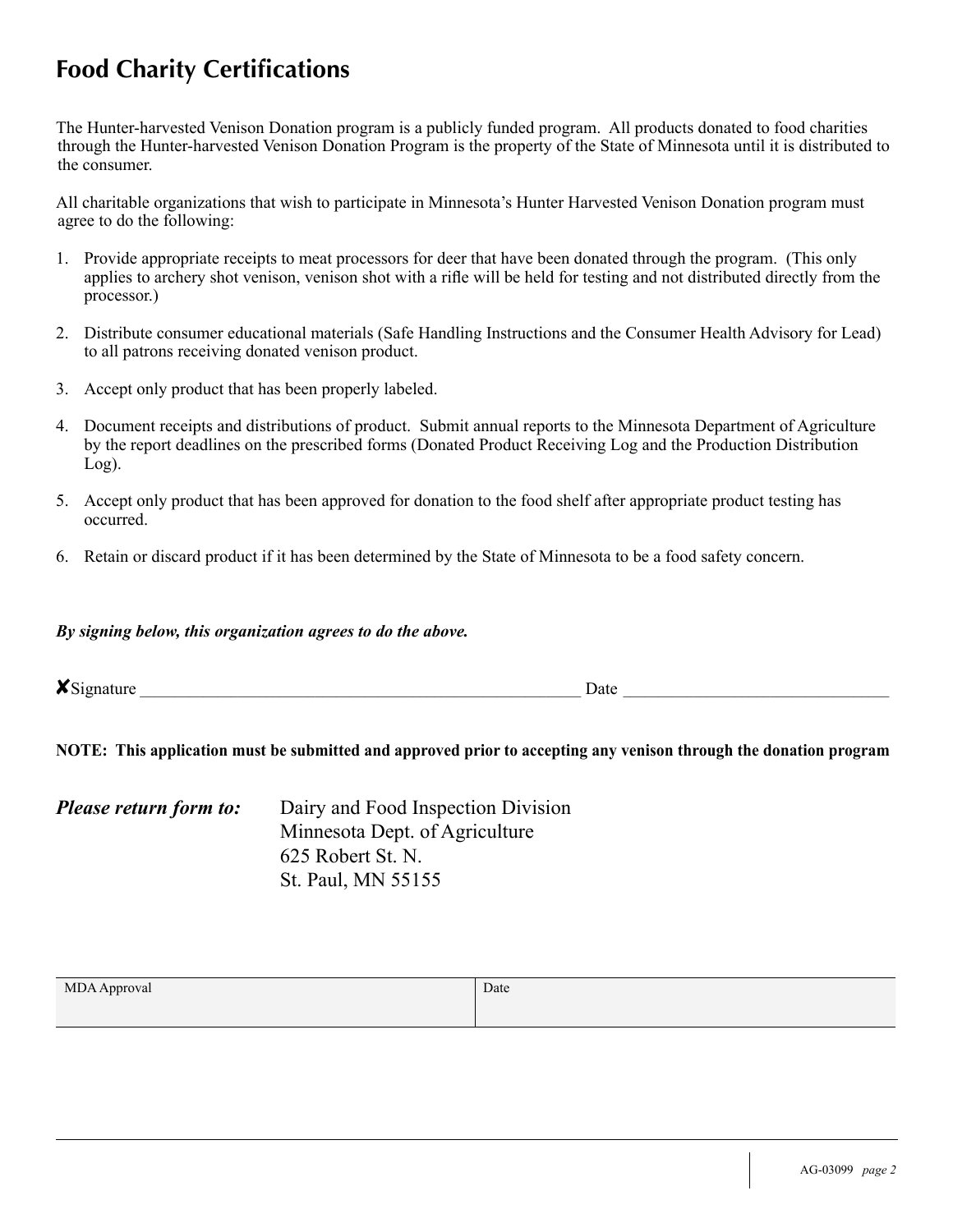# Food Charity Certifications

The Hunter-harvested Venison Donation program is a publicly funded program. All products donated to food charities through the Hunter-harvested Venison Donation Program is the property of the State of Minnesota until it is distributed to the consumer.

All charitable organizations that wish to participate in Minnesota's Hunter Harvested Venison Donation program must agree to do the following:

1. Provide appropriate receipts to meat processors for deer that have been donated through the program. (This only applies to archery shot venison, venison shot with a rifle will be held for testing and not distributed directly from the processor.)

2. Distribute consumer educational materials (Safe Handling Instructions and the Consumer Health Advisory for Lead) to all patrons receiving donated venison product.

3. Accept only product that has been properly labeled.

4. Document receipts and distributions of product. Submit annual reports to the Minnesota Department of Agriculture by the report deadlines on the prescribed forms (Donated Product Receiving Log and the Production Distribution Log).

5. Accept only product that has been approved for donation to the food shelf after appropriate product testing has occurred.

6. Retain or discard product if it has been determined by the State of Minnesota to be a food safety concern.

***By signing below, this organization agrees to do the above.***

✘Signature ____________________________________________________ Date ________________________________

**NOTE: This application must be submitted and approved prior to accepting any venison through the donation program**

***Please return form to:*** Dairy and Food Inspection Division
Minnesota Dept. of Agriculture
625 Robert St. N.
St. Paul, MN 55155

| MDA Approval | Date |
|---|---|
| | |

AG-03099